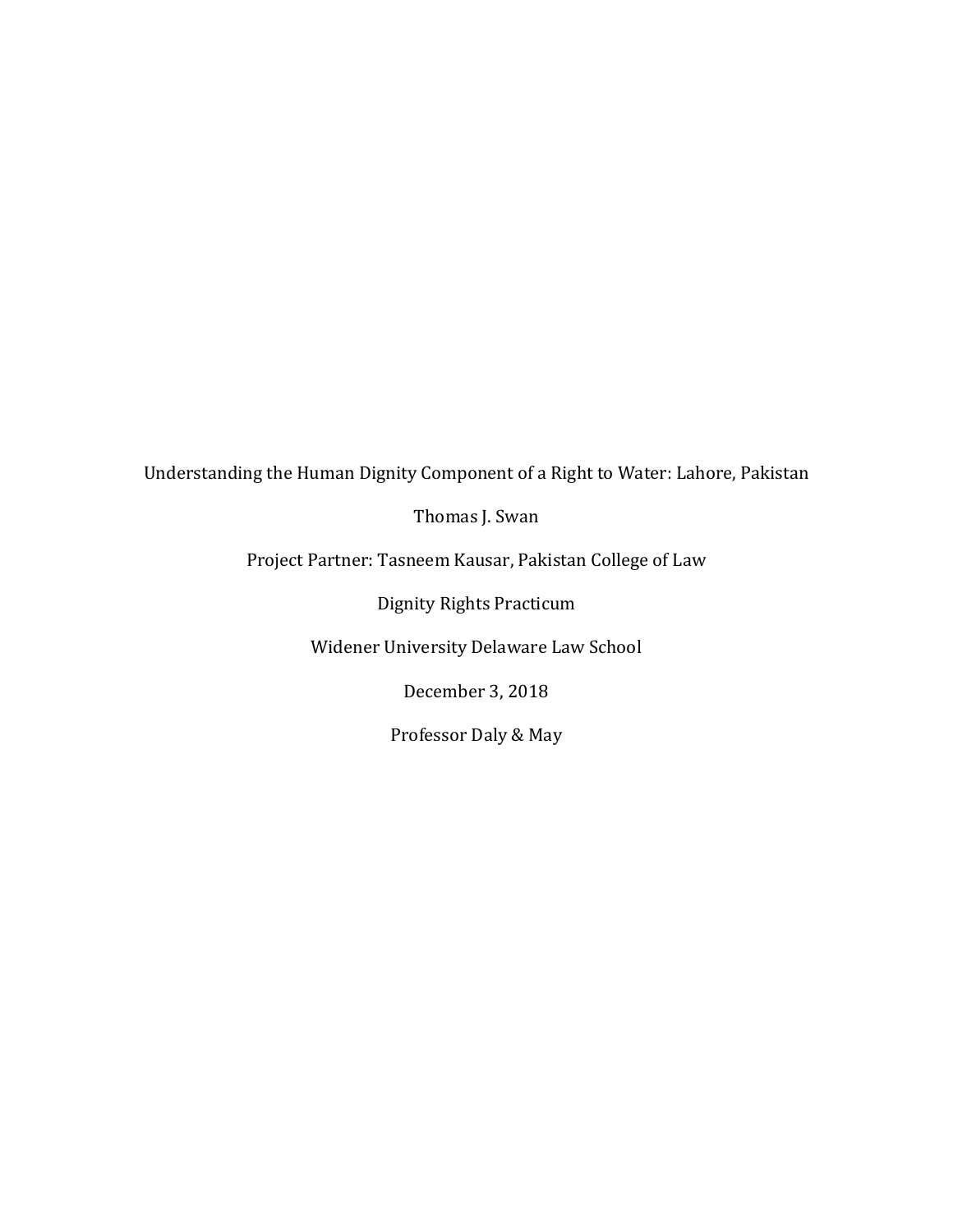Understanding the Human Dignity Component of a Right to Water: Lahore, Pakistan

Thomas J. Swan

Project Partner: Tasneem Kausar, Pakistan College of Law

Dignity Rights Practicum

Widener University Delaware Law School

December 3, 2018

Professor Daly & May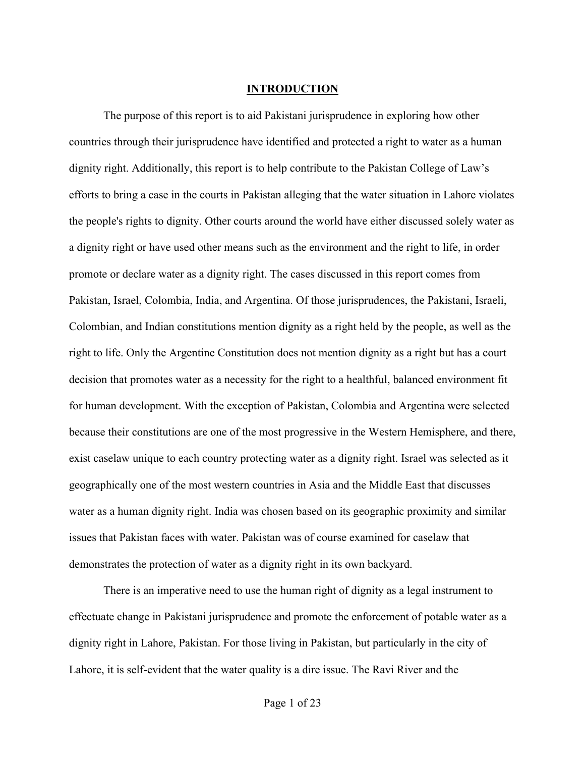## INTRODUCTION

The purpose of this report is to aid Pakistani jurisprudence in exploring how other countries through their jurisprudence have identified and protected a right to water as a human dignity right. Additionally, this report is to help contribute to the Pakistan College of Law's efforts to bring a case in the courts in Pakistan alleging that the water situation in Lahore violates the people's rights to dignity. Other courts around the world have either discussed solely water as a dignity right or have used other means such as the environment and the right to life, in order promote or declare water as a dignity right. The cases discussed in this report comes from Pakistan, Israel, Colombia, India, and Argentina. Of those jurisprudences, the Pakistani, Israeli, Colombian, and Indian constitutions mention dignity as a right held by the people, as well as the right to life. Only the Argentine Constitution does not mention dignity as a right but has a court decision that promotes water as a necessity for the right to a healthful, balanced environment fit for human development. With the exception of Pakistan, Colombia and Argentina were selected because their constitutions are one of the most progressive in the Western Hemisphere, and there, exist caselaw unique to each country protecting water as a dignity right. Israel was selected as it geographically one of the most western countries in Asia and the Middle East that discusses water as a human dignity right. India was chosen based on its geographic proximity and similar issues that Pakistan faces with water. Pakistan was of course examined for caselaw that demonstrates the protection of water as a dignity right in its own backyard.

There is an imperative need to use the human right of dignity as a legal instrument to effectuate change in Pakistani jurisprudence and promote the enforcement of potable water as a dignity right in Lahore, Pakistan. For those living in Pakistan, but particularly in the city of Lahore, it is self-evident that the water quality is a dire issue. The Ravi River and the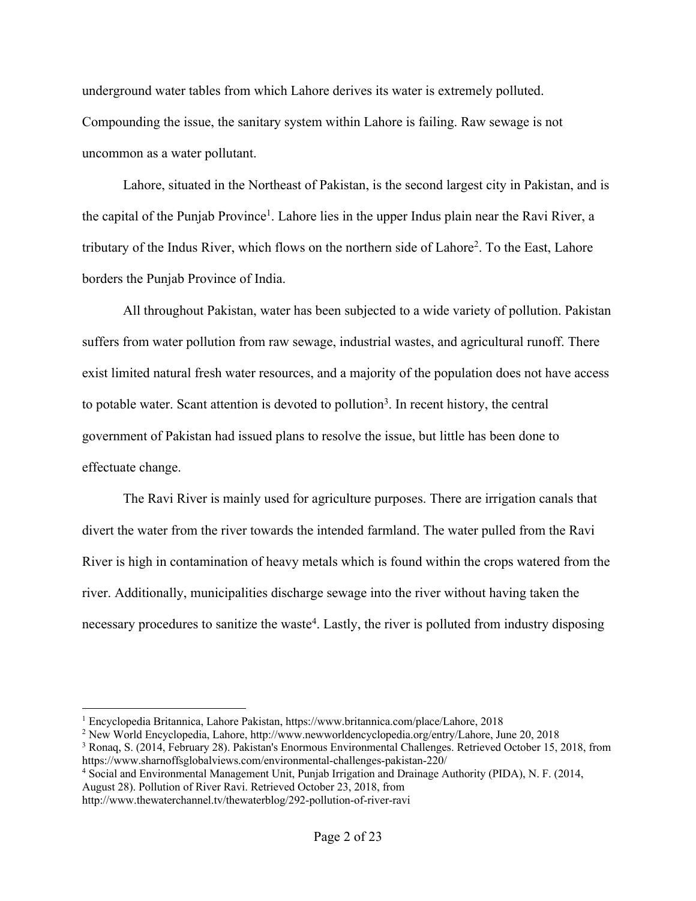underground water tables from which Lahore derives its water is extremely polluted. Compounding the issue, the sanitary system within Lahore is failing. Raw sewage is not uncommon as a water pollutant.

Lahore, situated in the Northeast of Pakistan, is the second largest city in Pakistan, and is the capital of the Punjab Province[1]. Lahore lies in the upper Indus plain near the Ravi River, a tributary of the Indus River, which flows on the northern side of Lahore[2]. To the East, Lahore borders the Punjab Province of India.

All throughout Pakistan, water has been subjected to a wide variety of pollution. Pakistan suffers from water pollution from raw sewage, industrial wastes, and agricultural runoff. There exist limited natural fresh water resources, and a majority of the population does not have access to potable water. Scant attention is devoted to pollution[3]. In recent history, the central government of Pakistan had issued plans to resolve the issue, but little has been done to effectuate change.

The Ravi River is mainly used for agriculture purposes. There are irrigation canals that divert the water from the river towards the intended farmland. The water pulled from the Ravi River is high in contamination of heavy metals which is found within the crops watered from the river. Additionally, municipalities discharge sewage into the river without having taken the necessary procedures to sanitize the waste[4]. Lastly, the river is polluted from industry disposing

---

[1] Encyclopedia Britannica, Lahore Pakistan, https://www.britannica.com/place/Lahore, 2018

[2] New World Encyclopedia, Lahore, http://www.newworldencyclopedia.org/entry/Lahore, June 20, 2018

[3] Ronaq, S. (2014, February 28). Pakistan's Enormous Environmental Challenges. Retrieved October 15, 2018, from https://www.sharnoffsglobalviews.com/environmental-challenges-pakistan-220/

[4] Social and Environmental Management Unit, Punjab Irrigation and Drainage Authority (PIDA), N. F. (2014, August 28). Pollution of River Ravi. Retrieved October 23, 2018, from http://www.thewaterchannel.tv/thewaterblog/292-pollution-of-river-ravi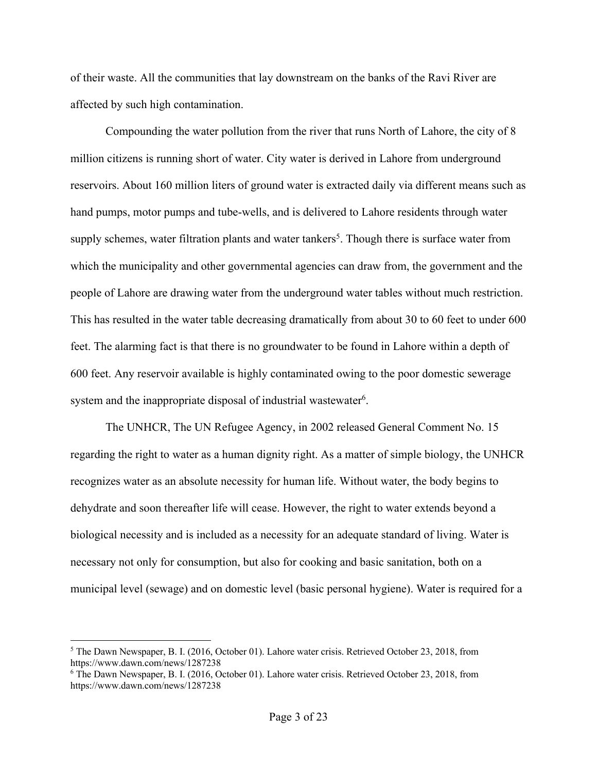of their waste. All the communities that lay downstream on the banks of the Ravi River are affected by such high contamination.

Compounding the water pollution from the river that runs North of Lahore, the city of 8 million citizens is running short of water. City water is derived in Lahore from underground reservoirs. About 160 million liters of ground water is extracted daily via different means such as hand pumps, motor pumps and tube-wells, and is delivered to Lahore residents through water supply schemes, water filtration plants and water tankers[5]. Though there is surface water from which the municipality and other governmental agencies can draw from, the government and the people of Lahore are drawing water from the underground water tables without much restriction. This has resulted in the water table decreasing dramatically from about 30 to 60 feet to under 600 feet. The alarming fact is that there is no groundwater to be found in Lahore within a depth of 600 feet. Any reservoir available is highly contaminated owing to the poor domestic sewerage system and the inappropriate disposal of industrial wastewater[6].

The UNHCR, The UN Refugee Agency, in 2002 released General Comment No. 15 regarding the right to water as a human dignity right. As a matter of simple biology, the UNHCR recognizes water as an absolute necessity for human life. Without water, the body begins to dehydrate and soon thereafter life will cease. However, the right to water extends beyond a biological necessity and is included as a necessity for an adequate standard of living. Water is necessary not only for consumption, but also for cooking and basic sanitation, both on a municipal level (sewage) and on domestic level (basic personal hygiene). Water is required for a

---

[5] The Dawn Newspaper, B. I. (2016, October 01). Lahore water crisis. Retrieved October 23, 2018, from https://www.dawn.com/news/1287238

[6] The Dawn Newspaper, B. I. (2016, October 01). Lahore water crisis. Retrieved October 23, 2018, from https://www.dawn.com/news/1287238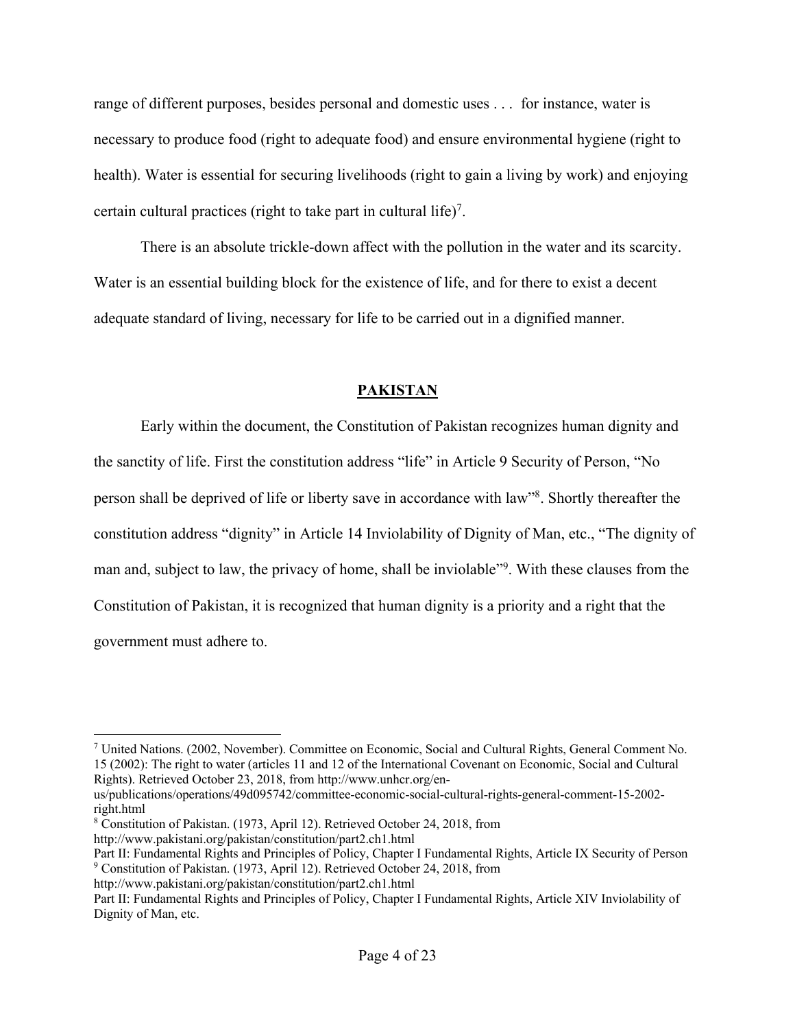range of different purposes, besides personal and domestic uses . . . for instance, water is necessary to produce food (right to adequate food) and ensure environmental hygiene (right to health). Water is essential for securing livelihoods (right to gain a living by work) and enjoying certain cultural practices (right to take part in cultural life)[7].

There is an absolute trickle-down affect with the pollution in the water and its scarcity. Water is an essential building block for the existence of life, and for there to exist a decent adequate standard of living, necessary for life to be carried out in a dignified manner.

## PAKISTAN

Early within the document, the Constitution of Pakistan recognizes human dignity and the sanctity of life. First the constitution address "life" in Article 9 Security of Person, "No person shall be deprived of life or liberty save in accordance with law"[8]. Shortly thereafter the constitution address "dignity" in Article 14 Inviolability of Dignity of Man, etc., "The dignity of man and, subject to law, the privacy of home, shall be inviolable"[9]. With these clauses from the Constitution of Pakistan, it is recognized that human dignity is a priority and a right that the government must adhere to.

---

[7] United Nations. (2002, November). Committee on Economic, Social and Cultural Rights, General Comment No. 15 (2002): The right to water (articles 11 and 12 of the International Covenant on Economic, Social and Cultural Rights). Retrieved October 23, 2018, from http://www.unhcr.org/en-us/publications/operations/49d095742/committee-economic-social-cultural-rights-general-comment-15-2002-right.html

[8] Constitution of Pakistan. (1973, April 12). Retrieved October 24, 2018, from http://www.pakistani.org/pakistan/constitution/part2.ch1.html
Part II: Fundamental Rights and Principles of Policy, Chapter I Fundamental Rights, Article IX Security of Person

[9] Constitution of Pakistan. (1973, April 12). Retrieved October 24, 2018, from http://www.pakistani.org/pakistan/constitution/part2.ch1.html
Part II: Fundamental Rights and Principles of Policy, Chapter I Fundamental Rights, Article XIV Inviolability of Dignity of Man, etc.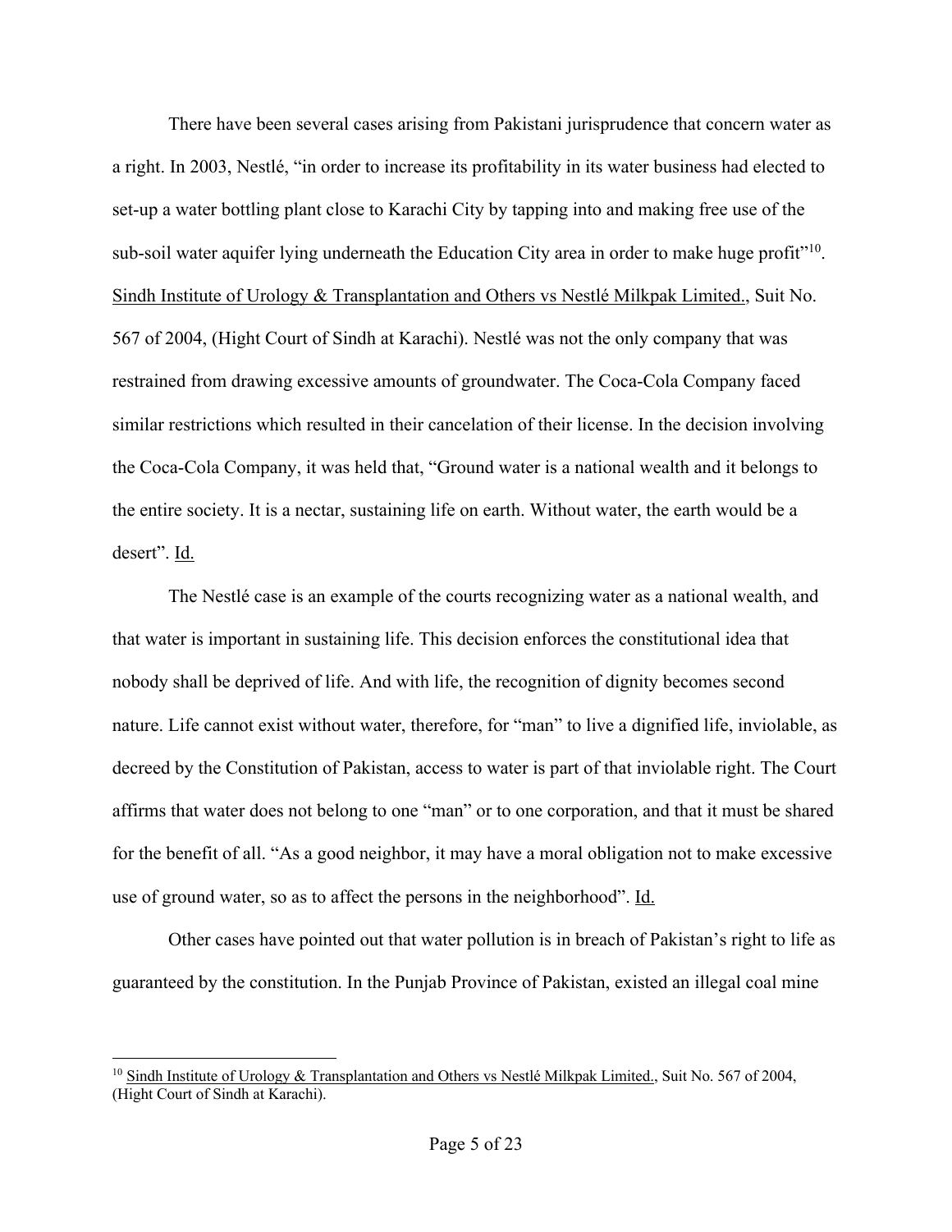There have been several cases arising from Pakistani jurisprudence that concern water as a right. In 2003, Nestlé, "in order to increase its profitability in its water business had elected to set-up a water bottling plant close to Karachi City by tapping into and making free use of the sub-soil water aquifer lying underneath the Education City area in order to make huge profit"[10]. Sindh Institute of Urology & Transplantation and Others vs Nestlé Milkpak Limited., Suit No. 567 of 2004, (Hight Court of Sindh at Karachi). Nestlé was not the only company that was restrained from drawing excessive amounts of groundwater. The Coca-Cola Company faced similar restrictions which resulted in their cancelation of their license. In the decision involving the Coca-Cola Company, it was held that, "Ground water is a national wealth and it belongs to the entire society. It is a nectar, sustaining life on earth. Without water, the earth would be a desert". Id.

The Nestlé case is an example of the courts recognizing water as a national wealth, and that water is important in sustaining life. This decision enforces the constitutional idea that nobody shall be deprived of life. And with life, the recognition of dignity becomes second nature. Life cannot exist without water, therefore, for "man" to live a dignified life, inviolable, as decreed by the Constitution of Pakistan, access to water is part of that inviolable right. The Court affirms that water does not belong to one "man" or to one corporation, and that it must be shared for the benefit of all. "As a good neighbor, it may have a moral obligation not to make excessive use of ground water, so as to affect the persons in the neighborhood". Id.

Other cases have pointed out that water pollution is in breach of Pakistan's right to life as guaranteed by the constitution. In the Punjab Province of Pakistan, existed an illegal coal mine

---

[10] Sindh Institute of Urology & Transplantation and Others vs Nestlé Milkpak Limited., Suit No. 567 of 2004, (Hight Court of Sindh at Karachi).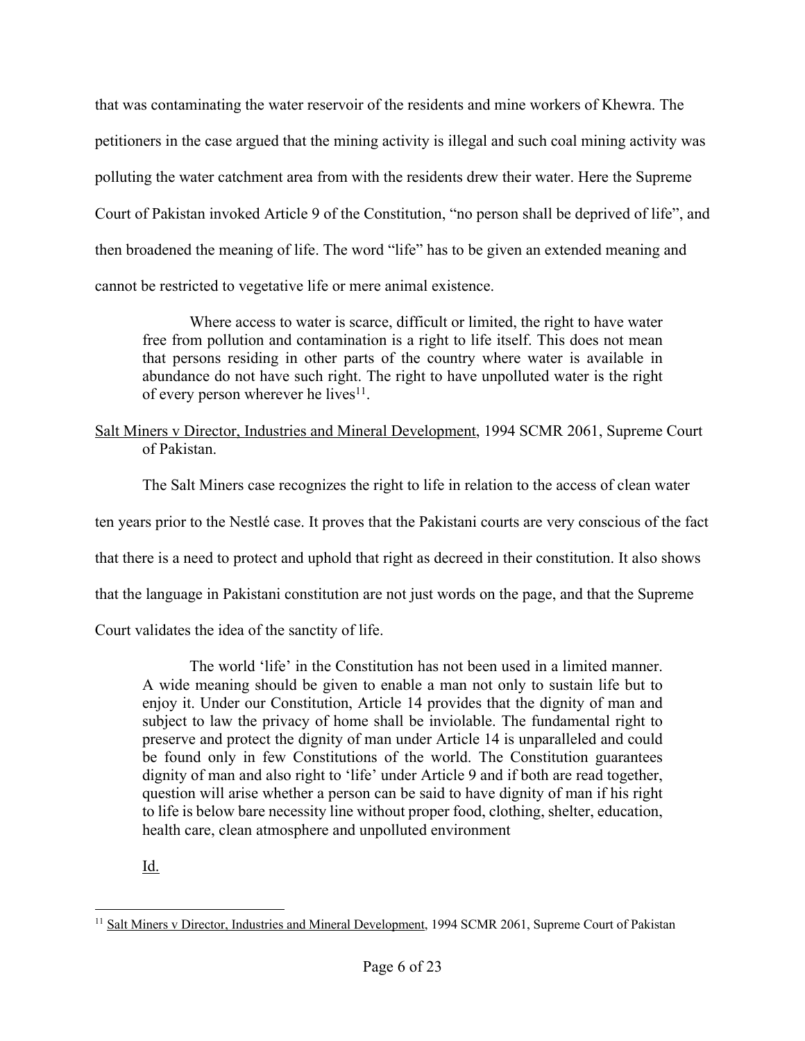that was contaminating the water reservoir of the residents and mine workers of Khewra. The petitioners in the case argued that the mining activity is illegal and such coal mining activity was polluting the water catchment area from with the residents drew their water. Here the Supreme Court of Pakistan invoked Article 9 of the Constitution, "no person shall be deprived of life", and then broadened the meaning of life. The word "life" has to be given an extended meaning and cannot be restricted to vegetative life or mere animal existence.

> Where access to water is scarce, difficult or limited, the right to have water free from pollution and contamination is a right to life itself. This does not mean that persons residing in other parts of the country where water is available in abundance do not have such right. The right to have unpolluted water is the right of every person wherever he lives[11].

<u>Salt Miners v Director, Industries and Mineral Development</u>, 1994 SCMR 2061, Supreme Court of Pakistan.

The Salt Miners case recognizes the right to life in relation to the access of clean water ten years prior to the Nestlé case. It proves that the Pakistani courts are very conscious of the fact that there is a need to protect and uphold that right as decreed in their constitution. It also shows that the language in Pakistani constitution are not just words on the page, and that the Supreme Court validates the idea of the sanctity of life.

> The world 'life' in the Constitution has not been used in a limited manner. A wide meaning should be given to enable a man not only to sustain life but to enjoy it. Under our Constitution, Article 14 provides that the dignity of man and subject to law the privacy of home shall be inviolable. The fundamental right to preserve and protect the dignity of man under Article 14 is unparalleled and could be found only in few Constitutions of the world. The Constitution guarantees dignity of man and also right to 'life' under Article 9 and if both are read together, question will arise whether a person can be said to have dignity of man if his right to life is below bare necessity line without proper food, clothing, shelter, education, health care, clean atmosphere and unpolluted environment
>
> <u>Id.</u>

[11] <u>Salt Miners v Director, Industries and Mineral Development</u>, 1994 SCMR 2061, Supreme Court of Pakistan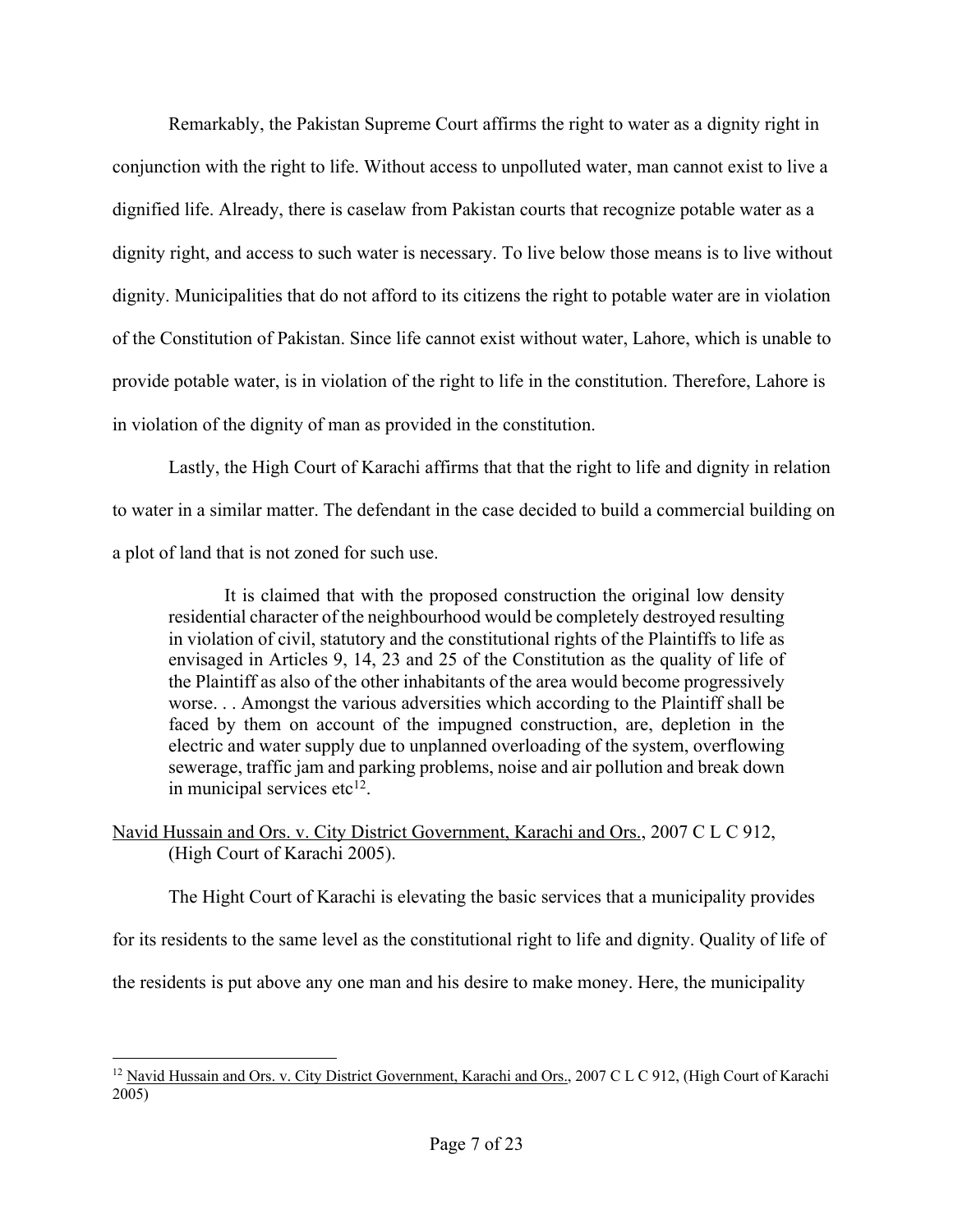Remarkably, the Pakistan Supreme Court affirms the right to water as a dignity right in conjunction with the right to life. Without access to unpolluted water, man cannot exist to live a dignified life. Already, there is caselaw from Pakistan courts that recognize potable water as a dignity right, and access to such water is necessary. To live below those means is to live without dignity. Municipalities that do not afford to its citizens the right to potable water are in violation of the Constitution of Pakistan. Since life cannot exist without water, Lahore, which is unable to provide potable water, is in violation of the right to life in the constitution. Therefore, Lahore is in violation of the dignity of man as provided in the constitution.

Lastly, the High Court of Karachi affirms that that the right to life and dignity in relation to water in a similar matter. The defendant in the case decided to build a commercial building on a plot of land that is not zoned for such use.

> It is claimed that with the proposed construction the original low density residential character of the neighbourhood would be completely destroyed resulting in violation of civil, statutory and the constitutional rights of the Plaintiffs to life as envisaged in Articles 9, 14, 23 and 25 of the Constitution as the quality of life of the Plaintiff as also of the other inhabitants of the area would become progressively worse. . . Amongst the various adversities which according to the Plaintiff shall be faced by them on account of the impugned construction, are, depletion in the electric and water supply due to unplanned overloading of the system, overflowing sewerage, traffic jam and parking problems, noise and air pollution and break down in municipal services etc[12].

<u>Navid Hussain and Ors. v. City District Government, Karachi and Ors.</u>, 2007 C L C 912, (High Court of Karachi 2005).

The Hight Court of Karachi is elevating the basic services that a municipality provides for its residents to the same level as the constitutional right to life and dignity. Quality of life of the residents is put above any one man and his desire to make money. Here, the municipality

---

[12] <u>Navid Hussain and Ors. v. City District Government, Karachi and Ors.</u>, 2007 C L C 912, (High Court of Karachi 2005)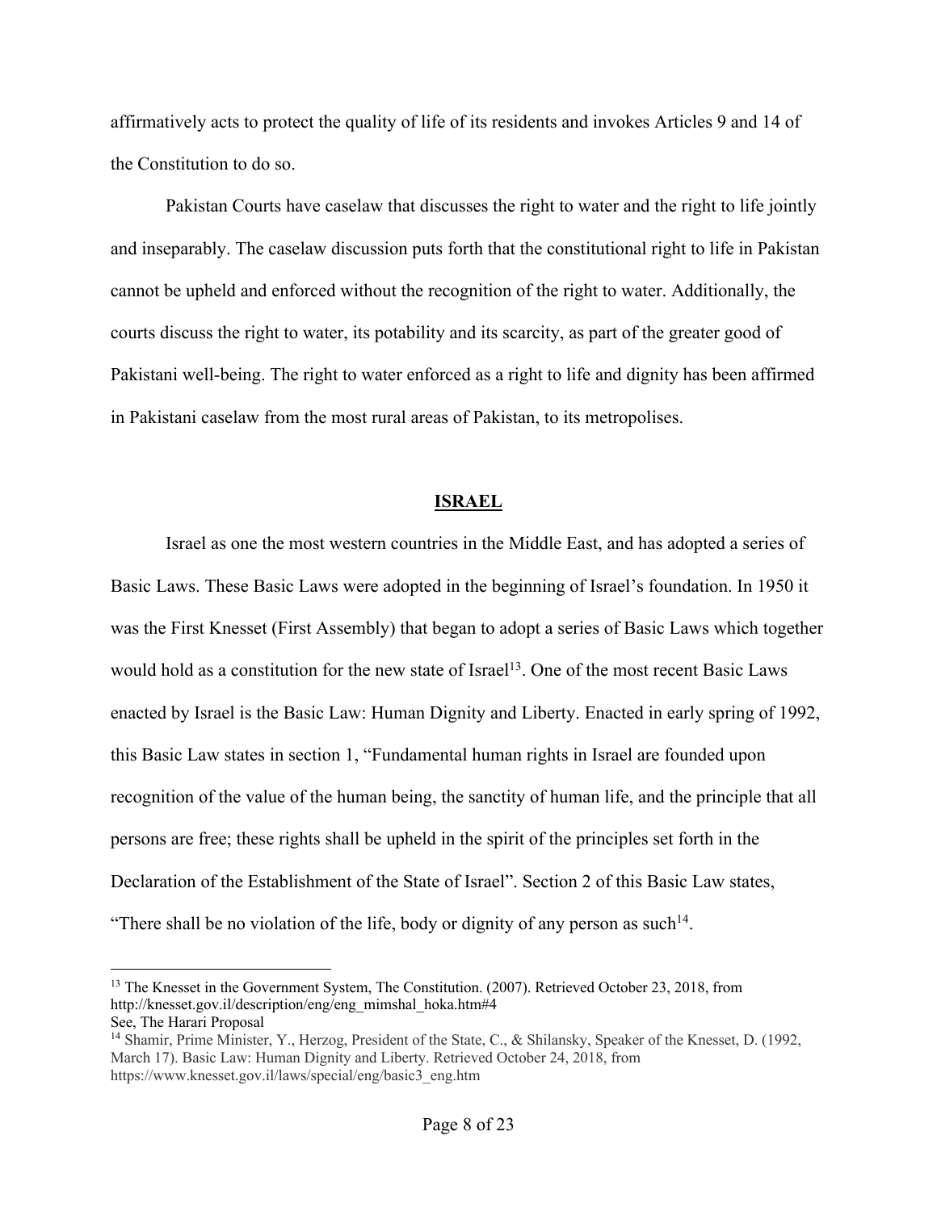affirmatively acts to protect the quality of life of its residents and invokes Articles 9 and 14 of the Constitution to do so.

Pakistan Courts have caselaw that discusses the right to water and the right to life jointly and inseparably. The caselaw discussion puts forth that the constitutional right to life in Pakistan cannot be upheld and enforced without the recognition of the right to water. Additionally, the courts discuss the right to water, its potability and its scarcity, as part of the greater good of Pakistani well-being. The right to water enforced as a right to life and dignity has been affirmed in Pakistani caselaw from the most rural areas of Pakistan, to its metropolises.

## ISRAEL

Israel as one the most western countries in the Middle East, and has adopted a series of Basic Laws. These Basic Laws were adopted in the beginning of Israel's foundation. In 1950 it was the First Knesset (First Assembly) that began to adopt a series of Basic Laws which together would hold as a constitution for the new state of Israel[13]. One of the most recent Basic Laws enacted by Israel is the Basic Law: Human Dignity and Liberty. Enacted in early spring of 1992, this Basic Law states in section 1, "Fundamental human rights in Israel are founded upon recognition of the value of the human being, the sanctity of human life, and the principle that all persons are free; these rights shall be upheld in the spirit of the principles set forth in the Declaration of the Establishment of the State of Israel". Section 2 of this Basic Law states, "There shall be no violation of the life, body or dignity of any person as such[14].

---

[13] The Knesset in the Government System, The Constitution. (2007). Retrieved October 23, 2018, from http://knesset.gov.il/description/eng/eng_mimshal_hoka.htm#4
See, The Harari Proposal

[14] Shamir, Prime Minister, Y., Herzog, President of the State, C., & Shilansky, Speaker of the Knesset, D. (1992, March 17). Basic Law: Human Dignity and Liberty. Retrieved October 24, 2018, from https://www.knesset.gov.il/laws/special/eng/basic3_eng.htm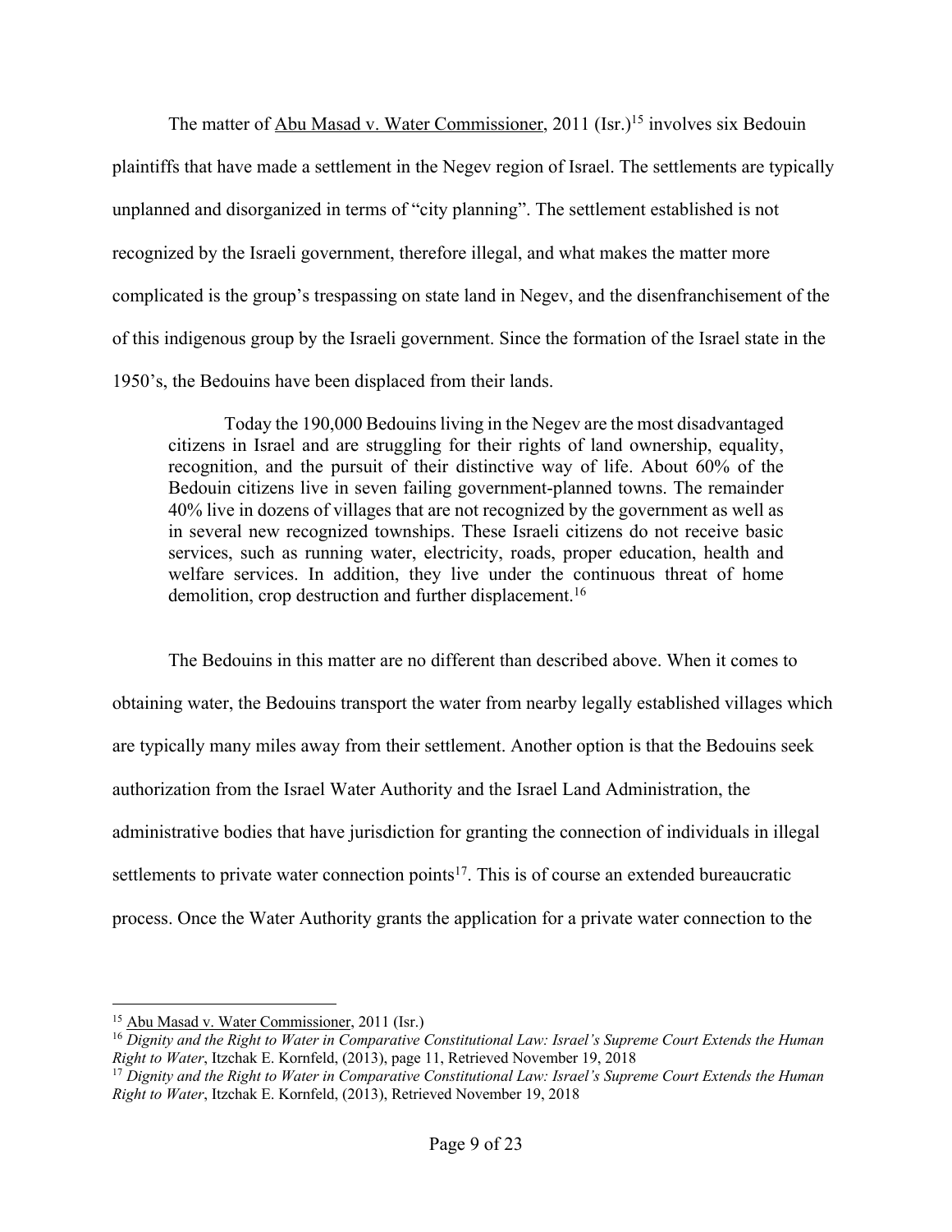The matter of Abu Masad v. Water Commissioner, 2011 (Isr.)[15] involves six Bedouin plaintiffs that have made a settlement in the Negev region of Israel. The settlements are typically unplanned and disorganized in terms of "city planning". The settlement established is not recognized by the Israeli government, therefore illegal, and what makes the matter more complicated is the group's trespassing on state land in Negev, and the disenfranchisement of the of this indigenous group by the Israeli government. Since the formation of the Israel state in the 1950's, the Bedouins have been displaced from their lands.

> Today the 190,000 Bedouins living in the Negev are the most disadvantaged citizens in Israel and are struggling for their rights of land ownership, equality, recognition, and the pursuit of their distinctive way of life. About 60% of the Bedouin citizens live in seven failing government-planned towns. The remainder 40% live in dozens of villages that are not recognized by the government as well as in several new recognized townships. These Israeli citizens do not receive basic services, such as running water, electricity, roads, proper education, health and welfare services. In addition, they live under the continuous threat of home demolition, crop destruction and further displacement.[16]

The Bedouins in this matter are no different than described above. When it comes to obtaining water, the Bedouins transport the water from nearby legally established villages which are typically many miles away from their settlement. Another option is that the Bedouins seek authorization from the Israel Water Authority and the Israel Land Administration, the administrative bodies that have jurisdiction for granting the connection of individuals in illegal settlements to private water connection points[17]. This is of course an extended bureaucratic process. Once the Water Authority grants the application for a private water connection to the

---

[15] Abu Masad v. Water Commissioner, 2011 (Isr.)

[16] *Dignity and the Right to Water in Comparative Constitutional Law: Israel's Supreme Court Extends the Human Right to Water*, Itzchak E. Kornfeld, (2013), page 11, Retrieved November 19, 2018

[17] *Dignity and the Right to Water in Comparative Constitutional Law: Israel's Supreme Court Extends the Human Right to Water*, Itzchak E. Kornfeld, (2013), Retrieved November 19, 2018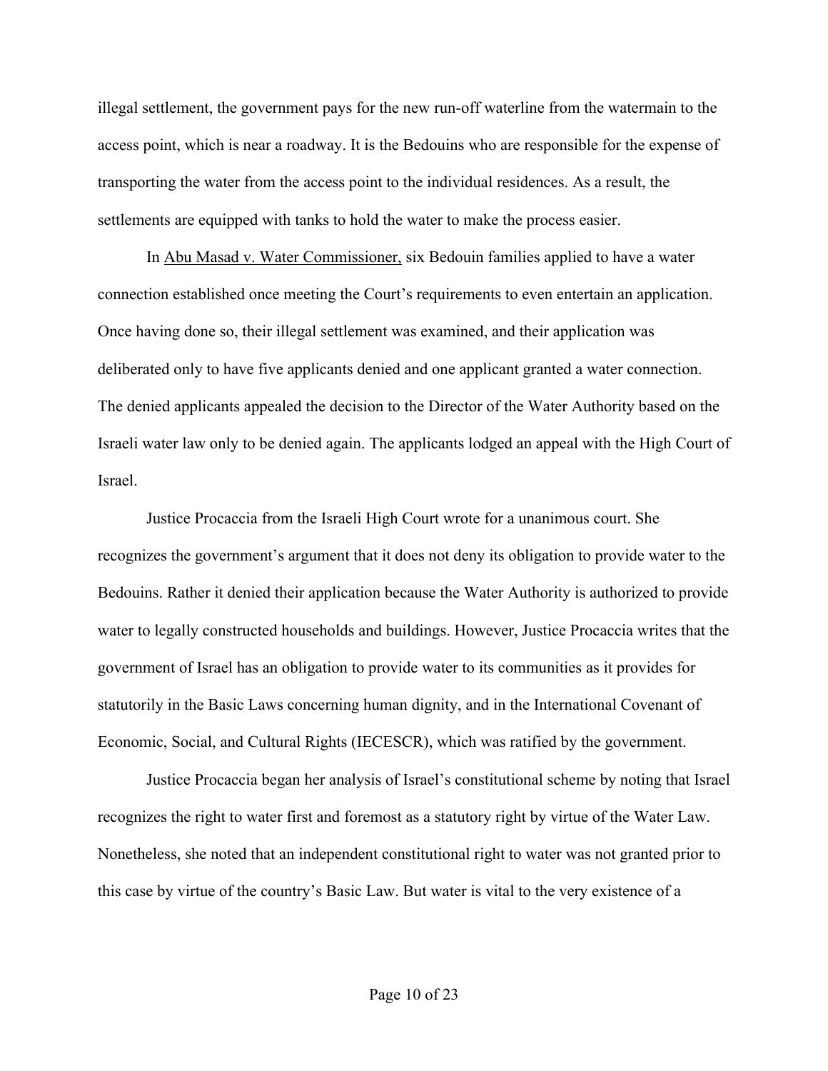illegal settlement, the government pays for the new run-off waterline from the watermain to the access point, which is near a roadway. It is the Bedouins who are responsible for the expense of transporting the water from the access point to the individual residences. As a result, the settlements are equipped with tanks to hold the water to make the process easier.

In Abu Masad v. Water Commissioner, six Bedouin families applied to have a water connection established once meeting the Court's requirements to even entertain an application. Once having done so, their illegal settlement was examined, and their application was deliberated only to have five applicants denied and one applicant granted a water connection. The denied applicants appealed the decision to the Director of the Water Authority based on the Israeli water law only to be denied again. The applicants lodged an appeal with the High Court of Israel.

Justice Procaccia from the Israeli High Court wrote for a unanimous court. She recognizes the government's argument that it does not deny its obligation to provide water to the Bedouins. Rather it denied their application because the Water Authority is authorized to provide water to legally constructed households and buildings. However, Justice Procaccia writes that the government of Israel has an obligation to provide water to its communities as it provides for statutorily in the Basic Laws concerning human dignity, and in the International Covenant of Economic, Social, and Cultural Rights (IECESCR), which was ratified by the government.

Justice Procaccia began her analysis of Israel's constitutional scheme by noting that Israel recognizes the right to water first and foremost as a statutory right by virtue of the Water Law. Nonetheless, she noted that an independent constitutional right to water was not granted prior to this case by virtue of the country's Basic Law. But water is vital to the very existence of a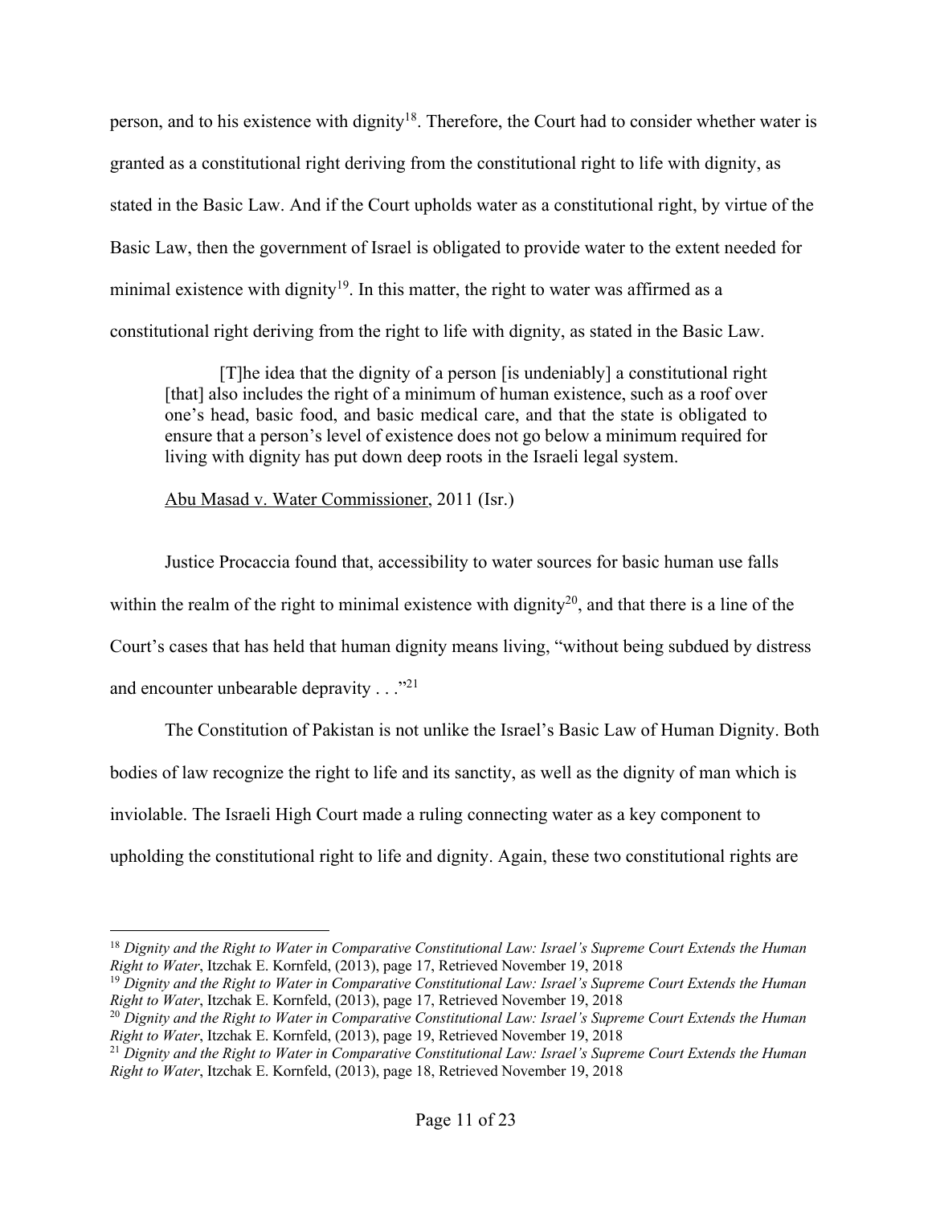person, and to his existence with dignity[18]. Therefore, the Court had to consider whether water is granted as a constitutional right deriving from the constitutional right to life with dignity, as stated in the Basic Law. And if the Court upholds water as a constitutional right, by virtue of the Basic Law, then the government of Israel is obligated to provide water to the extent needed for minimal existence with dignity[19]. In this matter, the right to water was affirmed as a constitutional right deriving from the right to life with dignity, as stated in the Basic Law.

> [T]he idea that the dignity of a person [is undeniably] a constitutional right [that] also includes the right of a minimum of human existence, such as a roof over one's head, basic food, and basic medical care, and that the state is obligated to ensure that a person's level of existence does not go below a minimum required for living with dignity has put down deep roots in the Israeli legal system.
>
> Abu Masad v. Water Commissioner, 2011 (Isr.)

Justice Procaccia found that, accessibility to water sources for basic human use falls within the realm of the right to minimal existence with dignity[20], and that there is a line of the Court's cases that has held that human dignity means living, "without being subdued by distress and encounter unbearable depravity . . ."[21]

The Constitution of Pakistan is not unlike the Israel's Basic Law of Human Dignity. Both bodies of law recognize the right to life and its sanctity, as well as the dignity of man which is inviolable. The Israeli High Court made a ruling connecting water as a key component to upholding the constitutional right to life and dignity. Again, these two constitutional rights are

---

[18] *Dignity and the Right to Water in Comparative Constitutional Law: Israel's Supreme Court Extends the Human Right to Water*, Itzchak E. Kornfeld, (2013), page 17, Retrieved November 19, 2018

[19] *Dignity and the Right to Water in Comparative Constitutional Law: Israel's Supreme Court Extends the Human Right to Water*, Itzchak E. Kornfeld, (2013), page 17, Retrieved November 19, 2018

[20] *Dignity and the Right to Water in Comparative Constitutional Law: Israel's Supreme Court Extends the Human Right to Water*, Itzchak E. Kornfeld, (2013), page 19, Retrieved November 19, 2018

[21] *Dignity and the Right to Water in Comparative Constitutional Law: Israel's Supreme Court Extends the Human Right to Water*, Itzchak E. Kornfeld, (2013), page 18, Retrieved November 19, 2018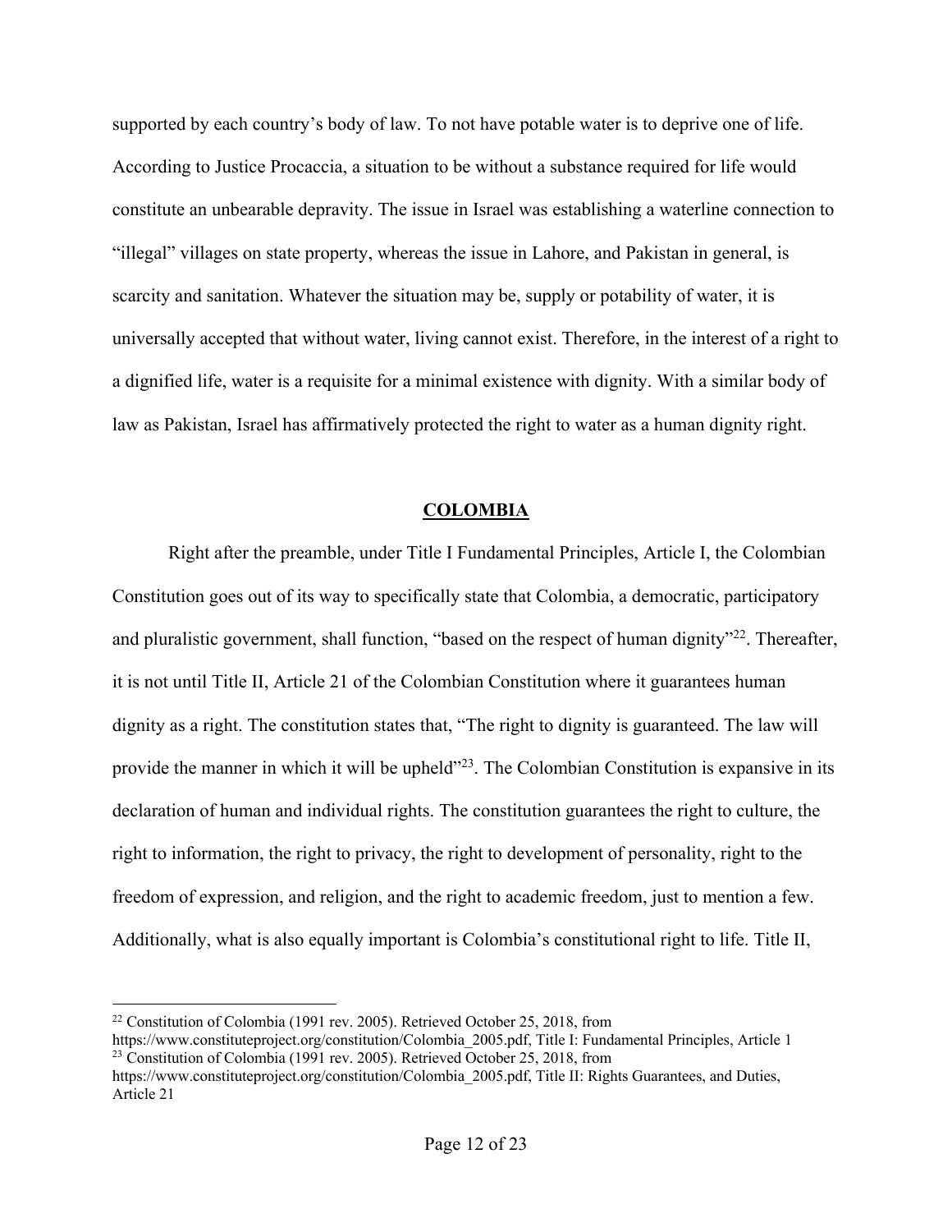supported by each country's body of law. To not have potable water is to deprive one of life. According to Justice Procaccia, a situation to be without a substance required for life would constitute an unbearable depravity. The issue in Israel was establishing a waterline connection to "illegal" villages on state property, whereas the issue in Lahore, and Pakistan in general, is scarcity and sanitation. Whatever the situation may be, supply or potability of water, it is universally accepted that without water, living cannot exist. Therefore, in the interest of a right to a dignified life, water is a requisite for a minimal existence with dignity. With a similar body of law as Pakistan, Israel has affirmatively protected the right to water as a human dignity right.

## COLOMBIA

Right after the preamble, under Title I Fundamental Principles, Article I, the Colombian Constitution goes out of its way to specifically state that Colombia, a democratic, participatory and pluralistic government, shall function, "based on the respect of human dignity"[22]. Thereafter, it is not until Title II, Article 21 of the Colombian Constitution where it guarantees human dignity as a right. The constitution states that, "The right to dignity is guaranteed. The law will provide the manner in which it will be upheld"[23]. The Colombian Constitution is expansive in its declaration of human and individual rights. The constitution guarantees the right to culture, the right to information, the right to privacy, the right to development of personality, right to the freedom of expression, and religion, and the right to academic freedom, just to mention a few. Additionally, what is also equally important is Colombia's constitutional right to life. Title II,

---

[22] Constitution of Colombia (1991 rev. 2005). Retrieved October 25, 2018, from https://www.constituteproject.org/constitution/Colombia_2005.pdf, Title I: Fundamental Principles, Article 1

[23] Constitution of Colombia (1991 rev. 2005). Retrieved October 25, 2018, from https://www.constituteproject.org/constitution/Colombia_2005.pdf, Title II: Rights Guarantees, and Duties, Article 21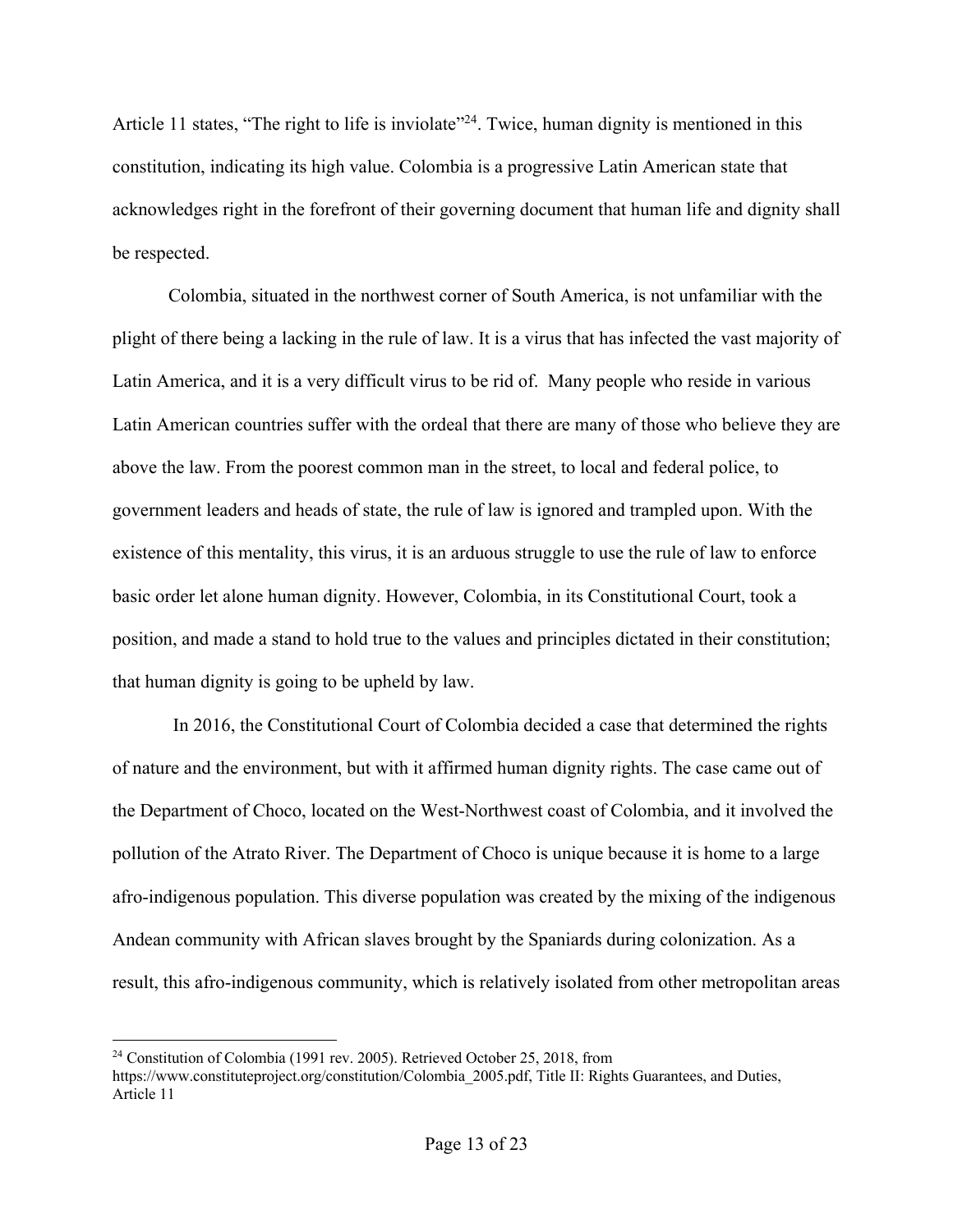Article 11 states, "The right to life is inviolate"[24]. Twice, human dignity is mentioned in this constitution, indicating its high value. Colombia is a progressive Latin American state that acknowledges right in the forefront of their governing document that human life and dignity shall be respected.

Colombia, situated in the northwest corner of South America, is not unfamiliar with the plight of there being a lacking in the rule of law. It is a virus that has infected the vast majority of Latin America, and it is a very difficult virus to be rid of. Many people who reside in various Latin American countries suffer with the ordeal that there are many of those who believe they are above the law. From the poorest common man in the street, to local and federal police, to government leaders and heads of state, the rule of law is ignored and trampled upon. With the existence of this mentality, this virus, it is an arduous struggle to use the rule of law to enforce basic order let alone human dignity. However, Colombia, in its Constitutional Court, took a position, and made a stand to hold true to the values and principles dictated in their constitution; that human dignity is going to be upheld by law.

In 2016, the Constitutional Court of Colombia decided a case that determined the rights of nature and the environment, but with it affirmed human dignity rights. The case came out of the Department of Choco, located on the West-Northwest coast of Colombia, and it involved the pollution of the Atrato River. The Department of Choco is unique because it is home to a large afro-indigenous population. This diverse population was created by the mixing of the indigenous Andean community with African slaves brought by the Spaniards during colonization. As a result, this afro-indigenous community, which is relatively isolated from other metropolitan areas

---

[24] Constitution of Colombia (1991 rev. 2005). Retrieved October 25, 2018, from https://www.constituteproject.org/constitution/Colombia_2005.pdf, Title II: Rights Guarantees, and Duties, Article 11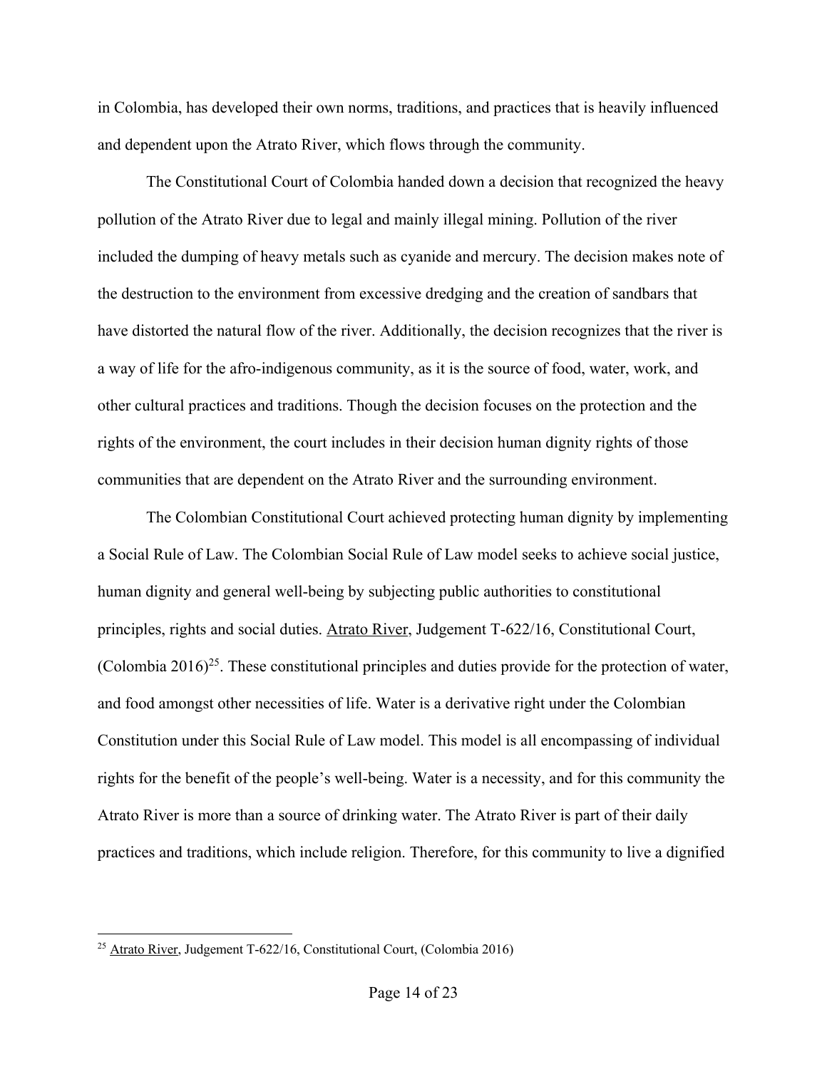in Colombia, has developed their own norms, traditions, and practices that is heavily influenced and dependent upon the Atrato River, which flows through the community.

The Constitutional Court of Colombia handed down a decision that recognized the heavy pollution of the Atrato River due to legal and mainly illegal mining. Pollution of the river included the dumping of heavy metals such as cyanide and mercury. The decision makes note of the destruction to the environment from excessive dredging and the creation of sandbars that have distorted the natural flow of the river. Additionally, the decision recognizes that the river is a way of life for the afro-indigenous community, as it is the source of food, water, work, and other cultural practices and traditions. Though the decision focuses on the protection and the rights of the environment, the court includes in their decision human dignity rights of those communities that are dependent on the Atrato River and the surrounding environment.

The Colombian Constitutional Court achieved protecting human dignity by implementing a Social Rule of Law. The Colombian Social Rule of Law model seeks to achieve social justice, human dignity and general well-being by subjecting public authorities to constitutional principles, rights and social duties. Atrato River, Judgement T-622/16, Constitutional Court, (Colombia 2016)[25]. These constitutional principles and duties provide for the protection of water, and food amongst other necessities of life. Water is a derivative right under the Colombian Constitution under this Social Rule of Law model. This model is all encompassing of individual rights for the benefit of the people's well-being. Water is a necessity, and for this community the Atrato River is more than a source of drinking water. The Atrato River is part of their daily practices and traditions, which include religion. Therefore, for this community to live a dignified

---

[25] Atrato River, Judgement T-622/16, Constitutional Court, (Colombia 2016)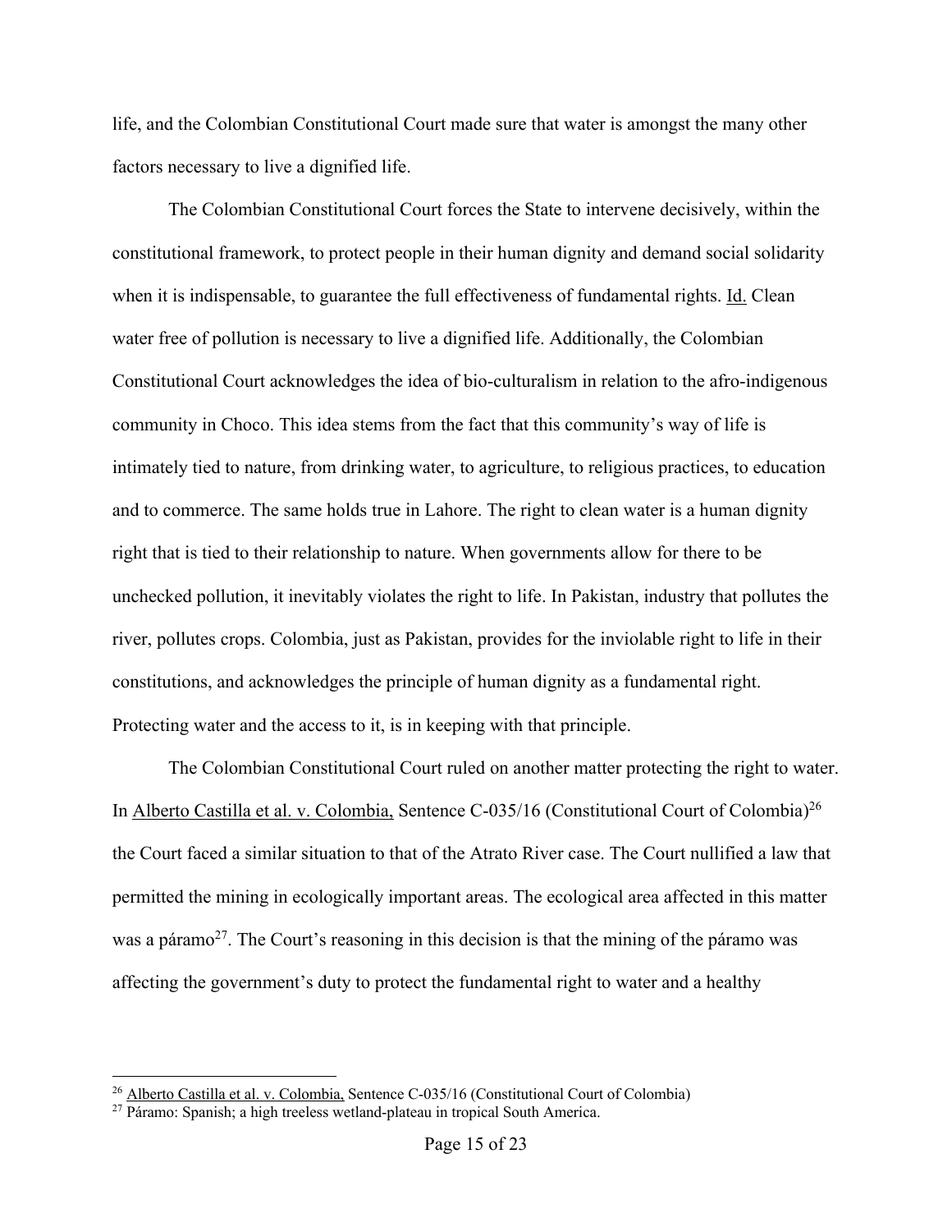life, and the Colombian Constitutional Court made sure that water is amongst the many other factors necessary to live a dignified life.

The Colombian Constitutional Court forces the State to intervene decisively, within the constitutional framework, to protect people in their human dignity and demand social solidarity when it is indispensable, to guarantee the full effectiveness of fundamental rights. Id. Clean water free of pollution is necessary to live a dignified life. Additionally, the Colombian Constitutional Court acknowledges the idea of bio-culturalism in relation to the afro-indigenous community in Choco. This idea stems from the fact that this community's way of life is intimately tied to nature, from drinking water, to agriculture, to religious practices, to education and to commerce. The same holds true in Lahore. The right to clean water is a human dignity right that is tied to their relationship to nature. When governments allow for there to be unchecked pollution, it inevitably violates the right to life. In Pakistan, industry that pollutes the river, pollutes crops. Colombia, just as Pakistan, provides for the inviolable right to life in their constitutions, and acknowledges the principle of human dignity as a fundamental right. Protecting water and the access to it, is in keeping with that principle.

The Colombian Constitutional Court ruled on another matter protecting the right to water. In Alberto Castilla et al. v. Colombia, Sentence C-035/16 (Constitutional Court of Colombia)[26] the Court faced a similar situation to that of the Atrato River case. The Court nullified a law that permitted the mining in ecologically important areas. The ecological area affected in this matter was a páramo[27]. The Court's reasoning in this decision is that the mining of the páramo was affecting the government's duty to protect the fundamental right to water and a healthy

[26] Alberto Castilla et al. v. Colombia, Sentence C-035/16 (Constitutional Court of Colombia)

[27] Páramo: Spanish; a high treeless wetland-plateau in tropical South America.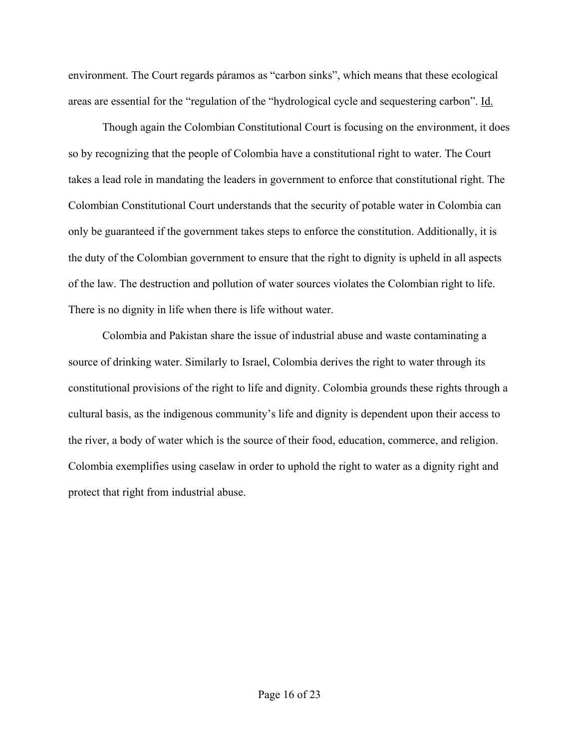environment. The Court regards páramos as "carbon sinks", which means that these ecological areas are essential for the "regulation of the "hydrological cycle and sequestering carbon". Id.

Though again the Colombian Constitutional Court is focusing on the environment, it does so by recognizing that the people of Colombia have a constitutional right to water. The Court takes a lead role in mandating the leaders in government to enforce that constitutional right. The Colombian Constitutional Court understands that the security of potable water in Colombia can only be guaranteed if the government takes steps to enforce the constitution. Additionally, it is the duty of the Colombian government to ensure that the right to dignity is upheld in all aspects of the law. The destruction and pollution of water sources violates the Colombian right to life. There is no dignity in life when there is life without water.

Colombia and Pakistan share the issue of industrial abuse and waste contaminating a source of drinking water. Similarly to Israel, Colombia derives the right to water through its constitutional provisions of the right to life and dignity. Colombia grounds these rights through a cultural basis, as the indigenous community's life and dignity is dependent upon their access to the river, a body of water which is the source of their food, education, commerce, and religion. Colombia exemplifies using caselaw in order to uphold the right to water as a dignity right and protect that right from industrial abuse.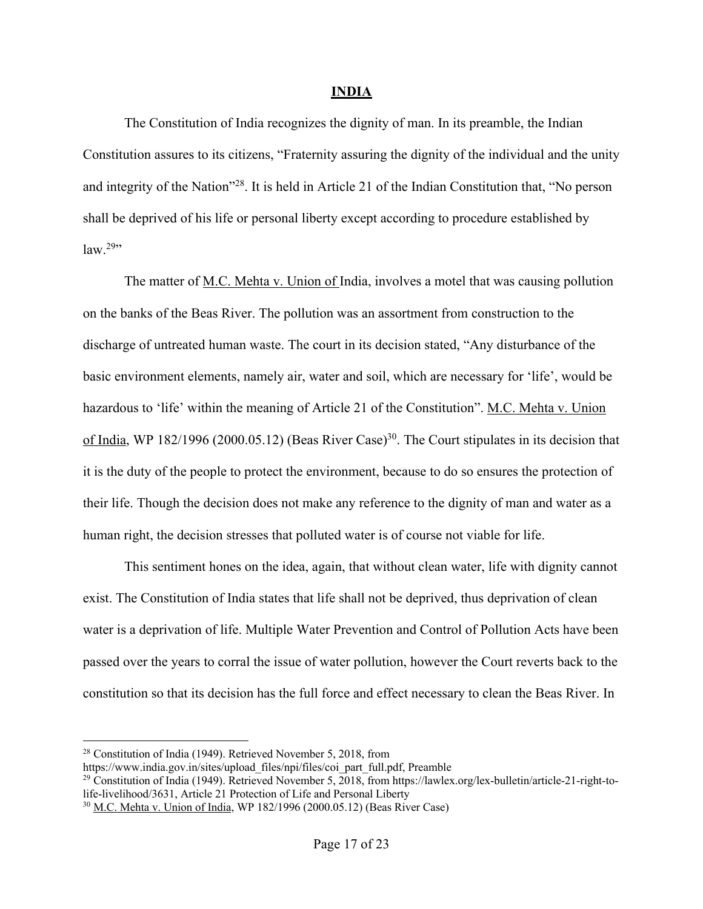**INDIA**

The Constitution of India recognizes the dignity of man. In its preamble, the Indian Constitution assures to its citizens, "Fraternity assuring the dignity of the individual and the unity and integrity of the Nation"[28]. It is held in Article 21 of the Indian Constitution that, "No person shall be deprived of his life or personal liberty except according to procedure established by law.[29]"

The matter of M.C. Mehta v. Union of India, involves a motel that was causing pollution on the banks of the Beas River. The pollution was an assortment from construction to the discharge of untreated human waste. The court in its decision stated, "Any disturbance of the basic environment elements, namely air, water and soil, which are necessary for 'life', would be hazardous to 'life' within the meaning of Article 21 of the Constitution". M.C. Mehta v. Union of India, WP 182/1996 (2000.05.12) (Beas River Case)[30]. The Court stipulates in its decision that it is the duty of the people to protect the environment, because to do so ensures the protection of their life. Though the decision does not make any reference to the dignity of man and water as a human right, the decision stresses that polluted water is of course not viable for life.

This sentiment hones on the idea, again, that without clean water, life with dignity cannot exist. The Constitution of India states that life shall not be deprived, thus deprivation of clean water is a deprivation of life. Multiple Water Prevention and Control of Pollution Acts have been passed over the years to corral the issue of water pollution, however the Court reverts back to the constitution so that its decision has the full force and effect necessary to clean the Beas River. In

---

[28] Constitution of India (1949). Retrieved November 5, 2018, from https://www.india.gov.in/sites/upload_files/npi/files/coi_part_full.pdf, Preamble

[29] Constitution of India (1949). Retrieved November 5, 2018, from https://lawlex.org/lex-bulletin/article-21-right-to-life-livelihood/3631, Article 21 Protection of Life and Personal Liberty

[30] M.C. Mehta v. Union of India, WP 182/1996 (2000.05.12) (Beas River Case)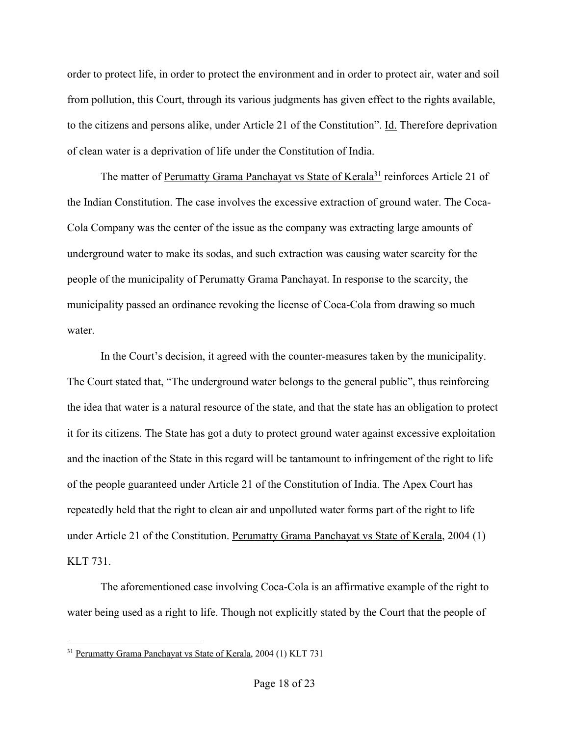order to protect life, in order to protect the environment and in order to protect air, water and soil from pollution, this Court, through its various judgments has given effect to the rights available, to the citizens and persons alike, under Article 21 of the Constitution". Id. Therefore deprivation of clean water is a deprivation of life under the Constitution of India.

The matter of Perumatty Grama Panchayat vs State of Kerala[31] reinforces Article 21 of the Indian Constitution. The case involves the excessive extraction of ground water. The Coca-Cola Company was the center of the issue as the company was extracting large amounts of underground water to make its sodas, and such extraction was causing water scarcity for the people of the municipality of Perumatty Grama Panchayat. In response to the scarcity, the municipality passed an ordinance revoking the license of Coca-Cola from drawing so much water.

In the Court's decision, it agreed with the counter-measures taken by the municipality. The Court stated that, "The underground water belongs to the general public", thus reinforcing the idea that water is a natural resource of the state, and that the state has an obligation to protect it for its citizens. The State has got a duty to protect ground water against excessive exploitation and the inaction of the State in this regard will be tantamount to infringement of the right to life of the people guaranteed under Article 21 of the Constitution of India. The Apex Court has repeatedly held that the right to clean air and unpolluted water forms part of the right to life under Article 21 of the Constitution. Perumatty Grama Panchayat vs State of Kerala, 2004 (1) KLT 731.

The aforementioned case involving Coca-Cola is an affirmative example of the right to water being used as a right to life. Though not explicitly stated by the Court that the people of

[31] Perumatty Grama Panchayat vs State of Kerala, 2004 (1) KLT 731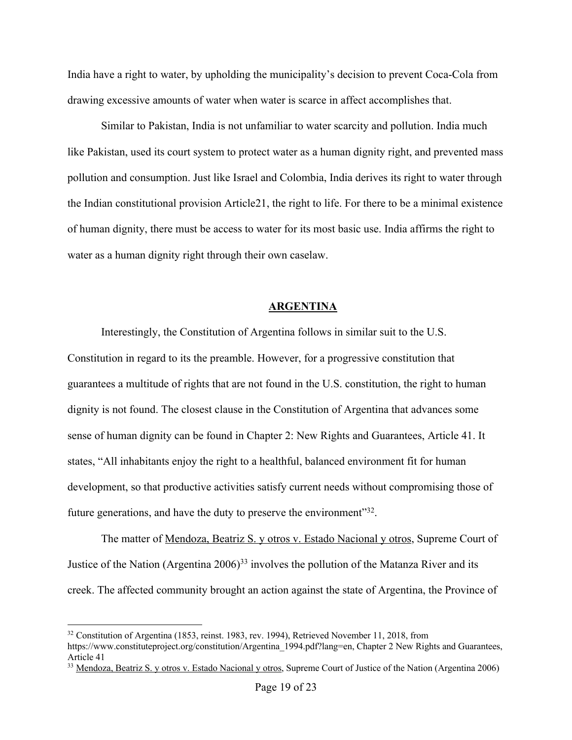India have a right to water, by upholding the municipality's decision to prevent Coca-Cola from drawing excessive amounts of water when water is scarce in affect accomplishes that.

Similar to Pakistan, India is not unfamiliar to water scarcity and pollution. India much like Pakistan, used its court system to protect water as a human dignity right, and prevented mass pollution and consumption. Just like Israel and Colombia, India derives its right to water through the Indian constitutional provision Article21, the right to life. For there to be a minimal existence of human dignity, there must be access to water for its most basic use. India affirms the right to water as a human dignity right through their own caselaw.

## **ARGENTINA**

Interestingly, the Constitution of Argentina follows in similar suit to the U.S. Constitution in regard to its the preamble. However, for a progressive constitution that guarantees a multitude of rights that are not found in the U.S. constitution, the right to human dignity is not found. The closest clause in the Constitution of Argentina that advances some sense of human dignity can be found in Chapter 2: New Rights and Guarantees, Article 41. It states, "All inhabitants enjoy the right to a healthful, balanced environment fit for human development, so that productive activities satisfy current needs without compromising those of future generations, and have the duty to preserve the environment"[32].

The matter of Mendoza, Beatriz S. y otros v. Estado Nacional y otros, Supreme Court of Justice of the Nation (Argentina 2006)[33] involves the pollution of the Matanza River and its creek. The affected community brought an action against the state of Argentina, the Province of

---

[32] Constitution of Argentina (1853, reinst. 1983, rev. 1994), Retrieved November 11, 2018, from https://www.constituteproject.org/constitution/Argentina_1994.pdf?lang=en, Chapter 2 New Rights and Guarantees, Article 41

[33] Mendoza, Beatriz S. y otros v. Estado Nacional y otros, Supreme Court of Justice of the Nation (Argentina 2006)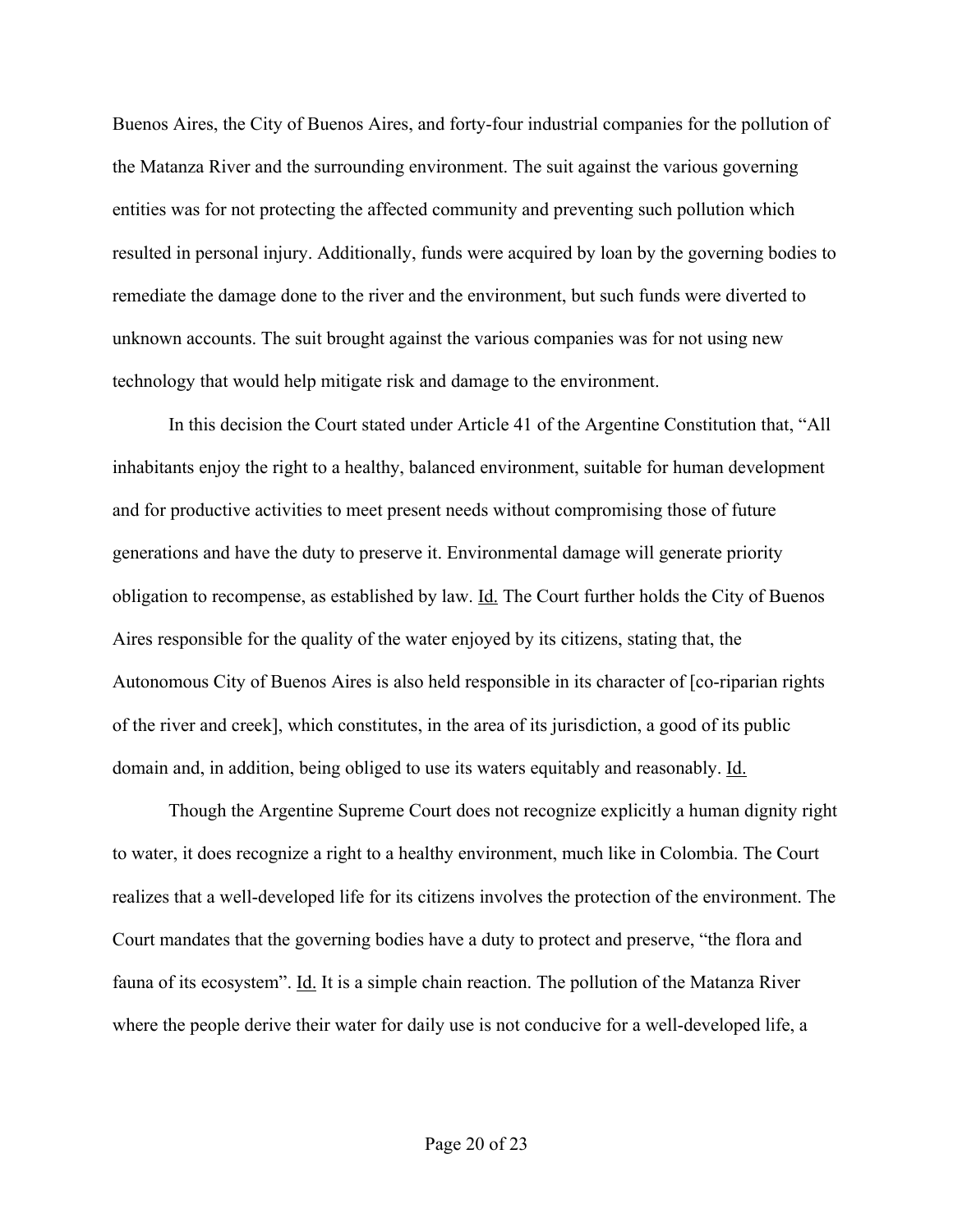Buenos Aires, the City of Buenos Aires, and forty-four industrial companies for the pollution of the Matanza River and the surrounding environment. The suit against the various governing entities was for not protecting the affected community and preventing such pollution which resulted in personal injury. Additionally, funds were acquired by loan by the governing bodies to remediate the damage done to the river and the environment, but such funds were diverted to unknown accounts. The suit brought against the various companies was for not using new technology that would help mitigate risk and damage to the environment.

In this decision the Court stated under Article 41 of the Argentine Constitution that, "All inhabitants enjoy the right to a healthy, balanced environment, suitable for human development and for productive activities to meet present needs without compromising those of future generations and have the duty to preserve it. Environmental damage will generate priority obligation to recompense, as established by law. Id. The Court further holds the City of Buenos Aires responsible for the quality of the water enjoyed by its citizens, stating that, the Autonomous City of Buenos Aires is also held responsible in its character of [co-riparian rights of the river and creek], which constitutes, in the area of its jurisdiction, a good of its public domain and, in addition, being obliged to use its waters equitably and reasonably. Id.

Though the Argentine Supreme Court does not recognize explicitly a human dignity right to water, it does recognize a right to a healthy environment, much like in Colombia. The Court realizes that a well-developed life for its citizens involves the protection of the environment. The Court mandates that the governing bodies have a duty to protect and preserve, "the flora and fauna of its ecosystem". Id. It is a simple chain reaction. The pollution of the Matanza River where the people derive their water for daily use is not conducive for a well-developed life, a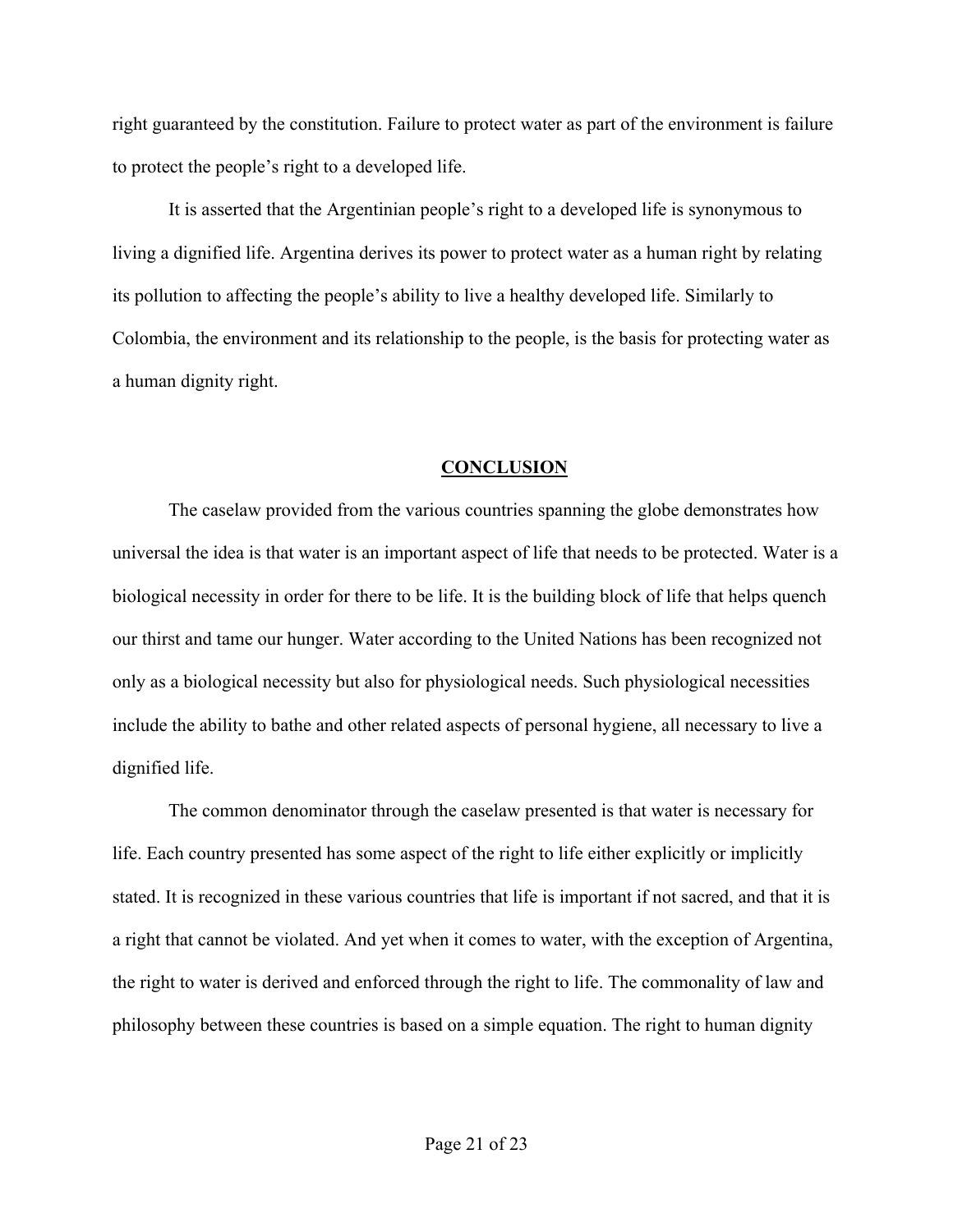right guaranteed by the constitution. Failure to protect water as part of the environment is failure to protect the people's right to a developed life.

It is asserted that the Argentinian people's right to a developed life is synonymous to living a dignified life. Argentina derives its power to protect water as a human right by relating its pollution to affecting the people's ability to live a healthy developed life. Similarly to Colombia, the environment and its relationship to the people, is the basis for protecting water as a human dignity right.

## CONCLUSION

The caselaw provided from the various countries spanning the globe demonstrates how universal the idea is that water is an important aspect of life that needs to be protected. Water is a biological necessity in order for there to be life. It is the building block of life that helps quench our thirst and tame our hunger. Water according to the United Nations has been recognized not only as a biological necessity but also for physiological needs. Such physiological necessities include the ability to bathe and other related aspects of personal hygiene, all necessary to live a dignified life.

The common denominator through the caselaw presented is that water is necessary for life. Each country presented has some aspect of the right to life either explicitly or implicitly stated. It is recognized in these various countries that life is important if not sacred, and that it is a right that cannot be violated. And yet when it comes to water, with the exception of Argentina, the right to water is derived and enforced through the right to life. The commonality of law and philosophy between these countries is based on a simple equation. The right to human dignity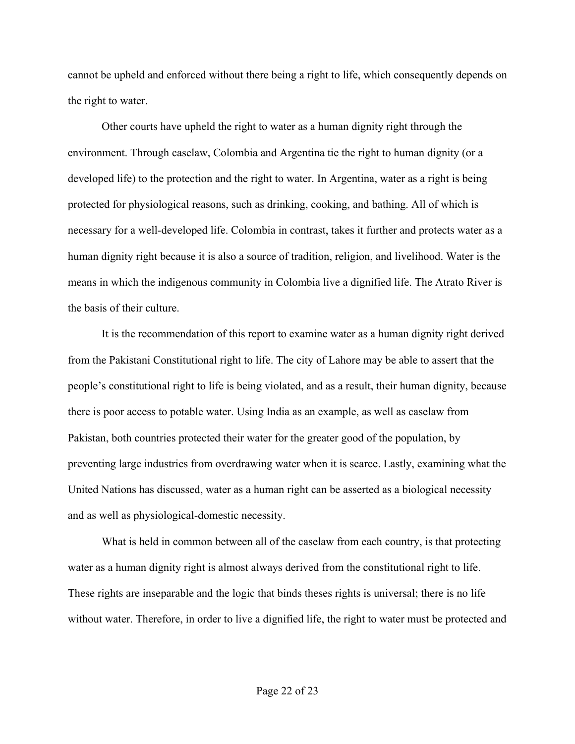cannot be upheld and enforced without there being a right to life, which consequently depends on the right to water.

Other courts have upheld the right to water as a human dignity right through the environment. Through caselaw, Colombia and Argentina tie the right to human dignity (or a developed life) to the protection and the right to water. In Argentina, water as a right is being protected for physiological reasons, such as drinking, cooking, and bathing. All of which is necessary for a well-developed life. Colombia in contrast, takes it further and protects water as a human dignity right because it is also a source of tradition, religion, and livelihood. Water is the means in which the indigenous community in Colombia live a dignified life. The Atrato River is the basis of their culture.

It is the recommendation of this report to examine water as a human dignity right derived from the Pakistani Constitutional right to life. The city of Lahore may be able to assert that the people's constitutional right to life is being violated, and as a result, their human dignity, because there is poor access to potable water. Using India as an example, as well as caselaw from Pakistan, both countries protected their water for the greater good of the population, by preventing large industries from overdrawing water when it is scarce. Lastly, examining what the United Nations has discussed, water as a human right can be asserted as a biological necessity and as well as physiological-domestic necessity.

What is held in common between all of the caselaw from each country, is that protecting water as a human dignity right is almost always derived from the constitutional right to life. These rights are inseparable and the logic that binds theses rights is universal; there is no life without water. Therefore, in order to live a dignified life, the right to water must be protected and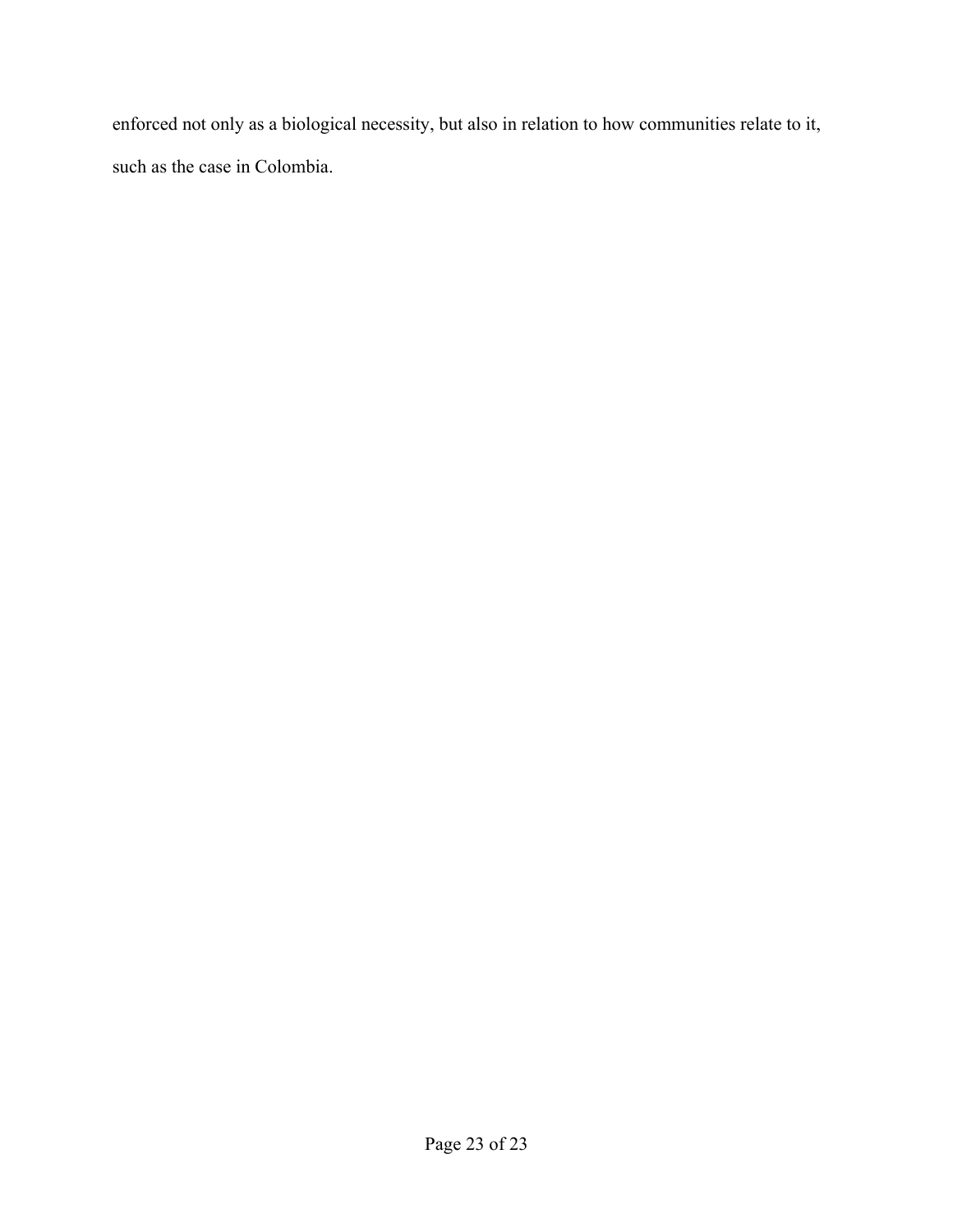enforced not only as a biological necessity, but also in relation to how communities relate to it, such as the case in Colombia.